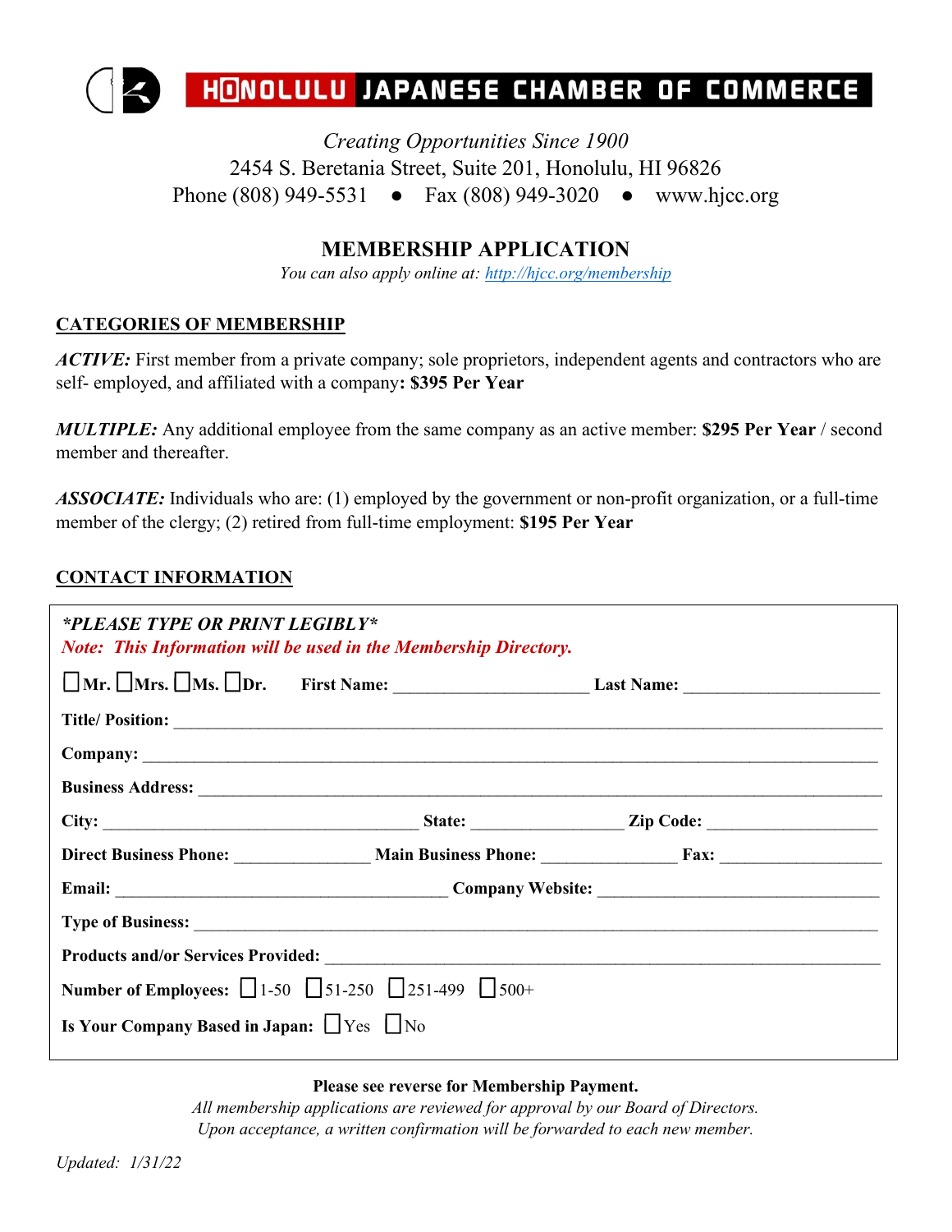# HONOLULU JAPANESE CHAMBER OF COMMERCE

*Creating Opportunities Since 1900*
2454 S. Beretania Street, Suite 201, Honolulu, HI 96826
Phone (808) 949-5531 ● Fax (808) 949-3020 ● www.hjcc.org

## MEMBERSHIP APPLICATION

*You can also apply online at: http://hjcc.org/membership*

### CATEGORIES OF MEMBERSHIP

***ACTIVE:*** First member from a private company; sole proprietors, independent agents and contractors who are self- employed, and affiliated with a company**: $395 Per Year**

***MULTIPLE:*** Any additional employee from the same company as an active member: **$295 Per Year** / second member and thereafter.

***ASSOCIATE:*** Individuals who are: (1) employed by the government or non-profit organization, or a full-time member of the clergy; (2) retired from full-time employment: **$195 Per Year**

### CONTACT INFORMATION

***\*PLEASE TYPE OR PRINT LEGIBLY\****
***Note: This Information will be used in the Membership Directory.***

☐ **Mr.** ☐ **Mrs.** ☐ **Ms.** ☐ **Dr.** **First Name:** ______________________ **Last Name:** ______________________

**Title/ Position:** ________________________________________________________________________________

**Company:** ____________________________________________________________________________________

**Business Address:** ____________________________________________________________________________

**City:** ___________________________________ **State:** _________________ **Zip Code:** ___________________

**Direct Business Phone:** _______________ **Main Business Phone:** _______________ **Fax:** __________________

**Email:** ______________________________________ **Company Website:** ________________________________

**Type of Business:** _____________________________________________________________________________

**Products and/or Services Provided:** _______________________________________________________________

**Number of Employees:** ☐ 1-50 ☐ 51-250 ☐ 251-499 ☐ 500+

**Is Your Company Based in Japan:** ☐ Yes ☐ No

**Please see reverse for Membership Payment.**
*All membership applications are reviewed for approval by our Board of Directors.*
*Upon acceptance, a written confirmation will be forwarded to each new member.*

*Updated: 1/31/22*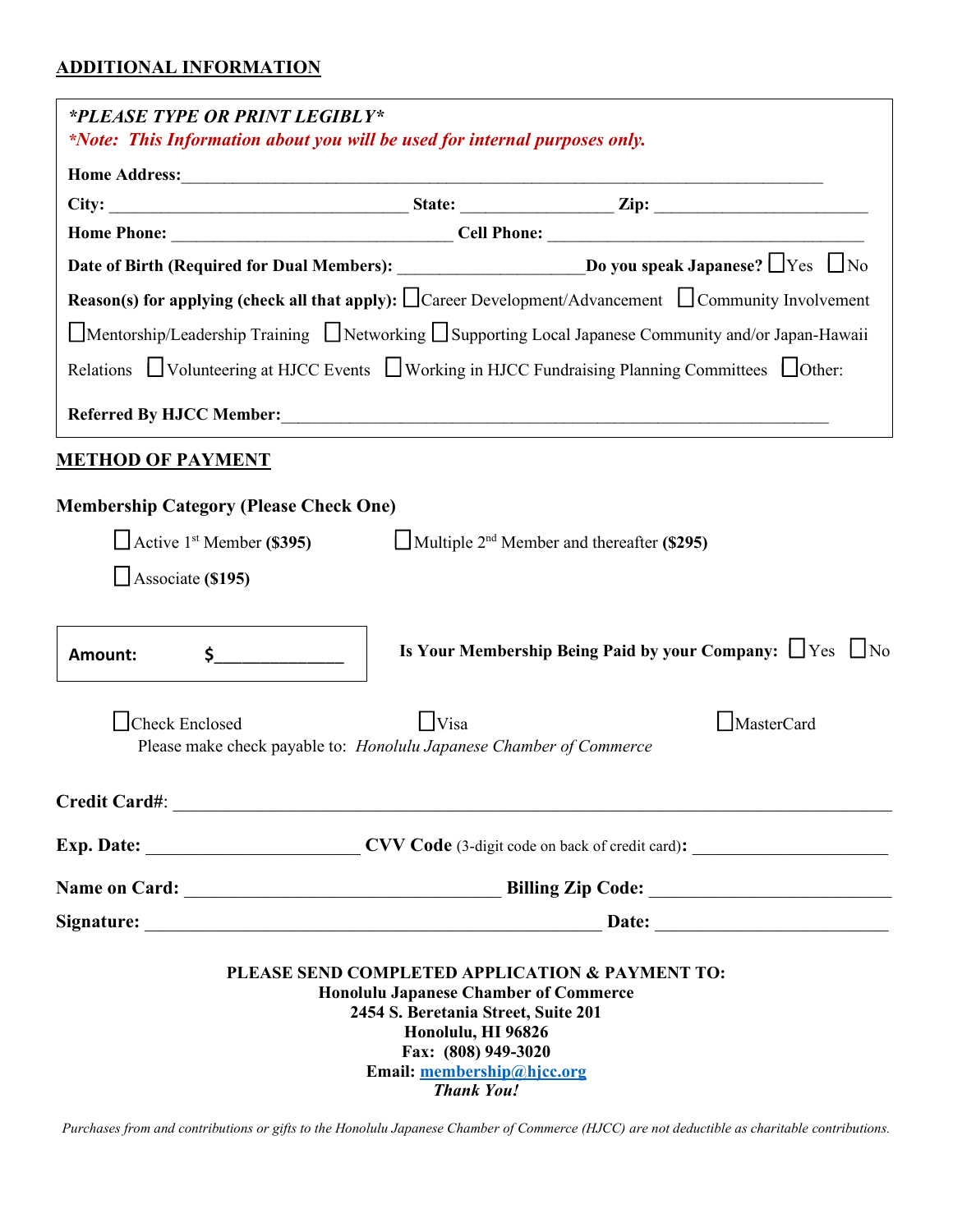## ADDITIONAL INFORMATION

***PLEASE TYPE OR PRINT LEGIBLY***

***Note: This Information about you will be used for internal purposes only.***

**Home Address:** ___________________________________________________________________________

**City:** ___________________________________ **State:** _________________ **Zip:** _________________________

**Home Phone:** _________________________________ **Cell Phone:** _____________________________________

**Date of Birth (Required for Dual Members):** _____________________ **Do you speak Japanese?** ☐Yes ☐No

**Reason(s) for applying (check all that apply):** ☐Career Development/Advancement ☐Community Involvement ☐Mentorship/Leadership Training ☐Networking ☐Supporting Local Japanese Community and/or Japan-Hawaii Relations ☐Volunteering at HJCC Events ☐Working in HJCC Fundraising Planning Committees ☐Other:

**Referred By HJCC Member:** _________________________________________________________________

## METHOD OF PAYMENT

**Membership Category (Please Check One)**

☐Active 1st Member **($395)** ☐Multiple 2nd Member and thereafter **($295)**

☐Associate **($195)**

**Amount: $**_______________

**Is Your Membership Being Paid by your Company:** ☐Yes ☐No

☐Check Enclosed ☐Visa ☐MasterCard

Please make check payable to: *Honolulu Japanese Chamber of Commerce*

**Credit Card#:** ____________________________________________________________________________

**Exp. Date:** _______________________ **CVV Code** (3-digit code on back of credit card)**:** ______________________

**Name on Card:** __________________________________ **Billing Zip Code:** _________________________

**Signature:** __________________________________________________ **Date:** _________________________

**PLEASE SEND COMPLETED APPLICATION & PAYMENT TO:**
**Honolulu Japanese Chamber of Commerce**
**2454 S. Beretania Street, Suite 201**
**Honolulu, HI 96826**
**Fax: (808) 949-3020**
**Email: membership@hjcc.org**
***Thank You!***

*Purchases from and contributions or gifts to the Honolulu Japanese Chamber of Commerce (HJCC) are not deductible as charitable contributions.*